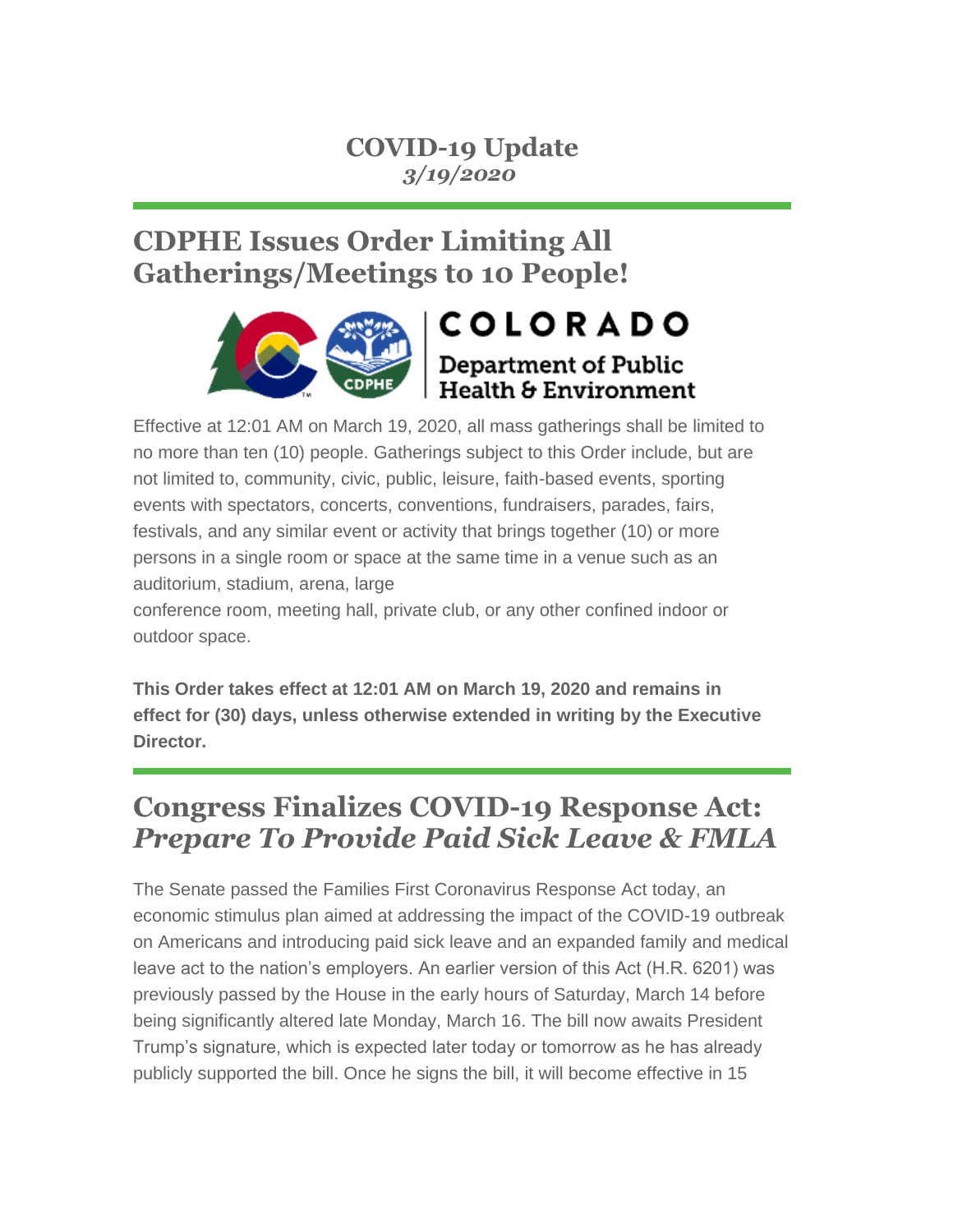# COVID-19 Update
***3/19/2020***

## CDPHE Issues Order Limiting All Gatherings/Meetings to 10 People!

COLORADO
Department of Public Health & Environment

Effective at 12:01 AM on March 19, 2020, all mass gatherings shall be limited to no more than ten (10) people. Gatherings subject to this Order include, but are not limited to, community, civic, public, leisure, faith-based events, sporting events with spectators, concerts, conventions, fundraisers, parades, fairs, festivals, and any similar event or activity that brings together (10) or more persons in a single room or space at the same time in a venue such as an auditorium, stadium, arena, large conference room, meeting hall, private club, or any other confined indoor or outdoor space.

**This Order takes effect at 12:01 AM on March 19, 2020 and remains in effect for (30) days, unless otherwise extended in writing by the Executive Director.**

## Congress Finalizes COVID-19 Response Act: *Prepare To Provide Paid Sick Leave & FMLA*

The Senate passed the Families First Coronavirus Response Act today, an economic stimulus plan aimed at addressing the impact of the COVID-19 outbreak on Americans and introducing paid sick leave and an expanded family and medical leave act to the nation's employers. An earlier version of this Act (H.R. 6201) was previously passed by the House in the early hours of Saturday, March 14 before being significantly altered late Monday, March 16. The bill now awaits President Trump's signature, which is expected later today or tomorrow as he has already publicly supported the bill. Once he signs the bill, it will become effective in 15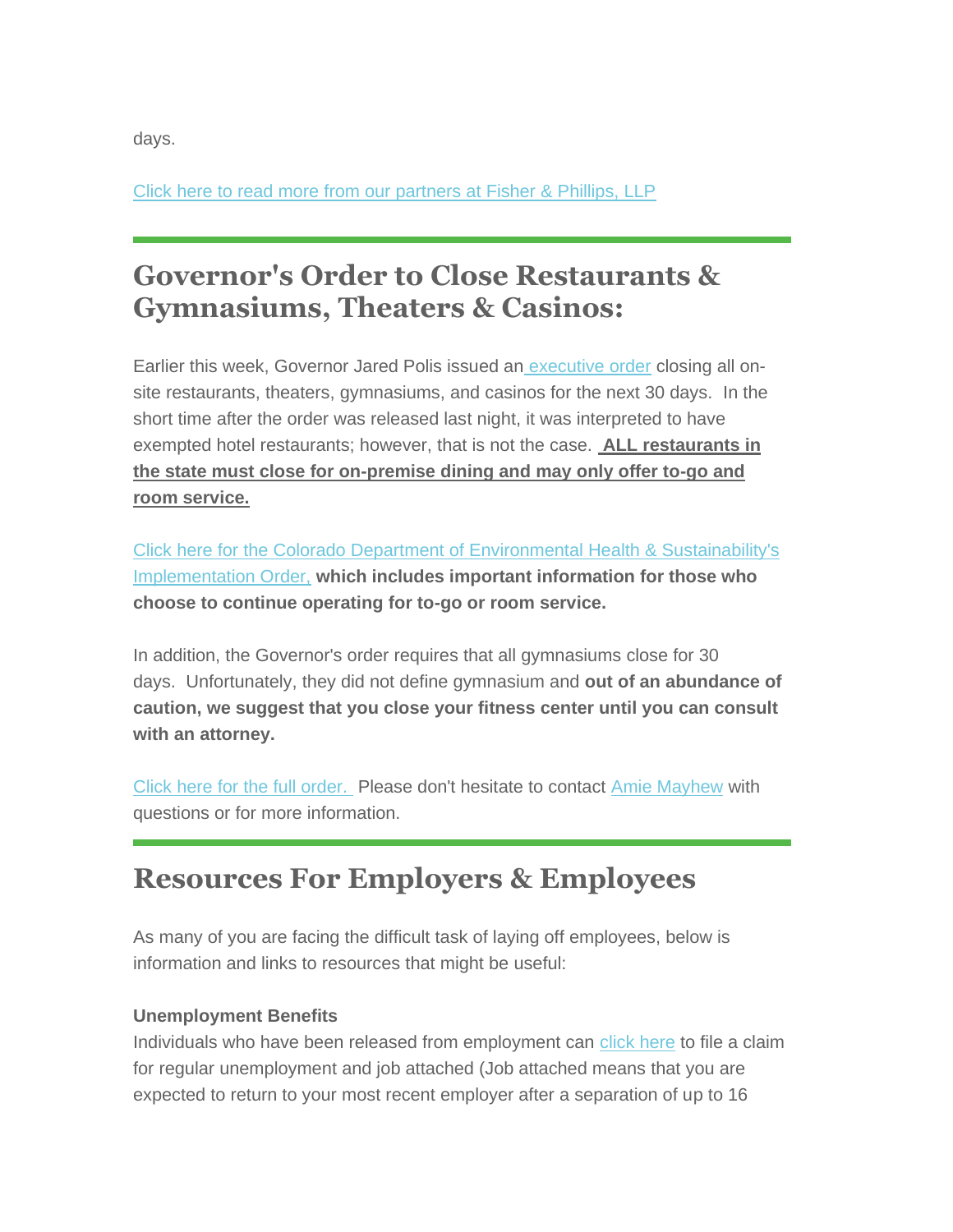days.

[Click here to read more from our partners at Fisher & Phillips, LLP]

---

## Governor's Order to Close Restaurants & Gymnasiums, Theaters & Casinos:

Earlier this week, Governor Jared Polis issued an [executive order] closing all on-site restaurants, theaters, gymnasiums, and casinos for the next 30 days. In the short time after the order was released last night, it was interpreted to have exempted hotel restaurants; however, that is not the case. **ALL restaurants in the state must close for on-premise dining and may only offer to-go and room service.**

[Click here for the Colorado Department of Environmental Health & Sustainability's Implementation Order,] **which includes important information for those who choose to continue operating for to-go or room service.**

In addition, the Governor's order requires that all gymnasiums close for 30 days. Unfortunately, they did not define gymnasium and **out of an abundance of caution, we suggest that you close your fitness center until you can consult with an attorney.**

[Click here for the full order.] Please don't hesitate to contact [Amie Mayhew] with questions or for more information.

---

## Resources For Employers & Employees

As many of you are facing the difficult task of laying off employees, below is information and links to resources that might be useful:

**Unemployment Benefits**

Individuals who have been released from employment can [click here] to file a claim for regular unemployment and job attached (Job attached means that you are expected to return to your most recent employer after a separation of up to 16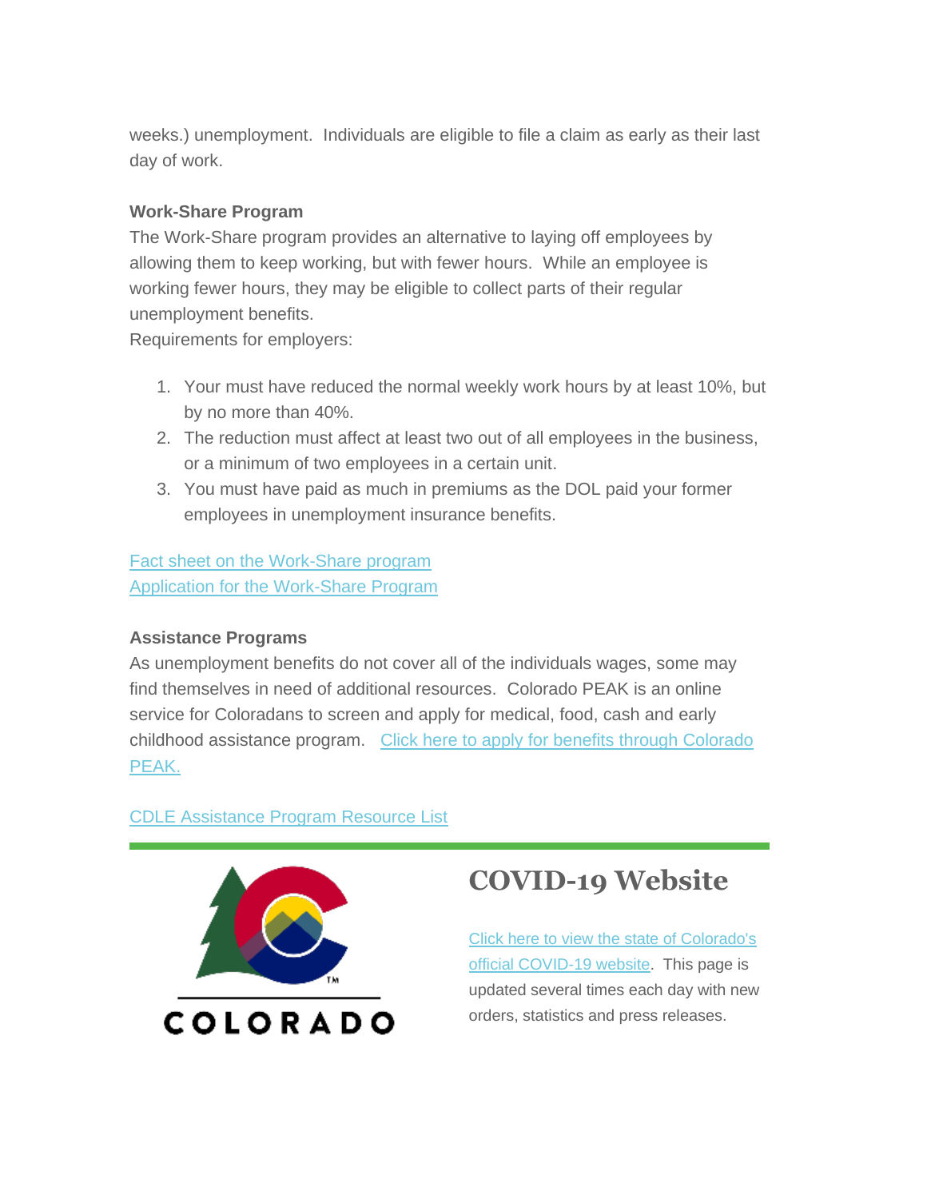weeks.) unemployment.  Individuals are eligible to file a claim as early as their last day of work.

**Work-Share Program**

The Work-Share program provides an alternative to laying off employees by allowing them to keep working, but with fewer hours.  While an employee is working fewer hours, they may be eligible to collect parts of their regular unemployment benefits.

Requirements for employers:

1. Your must have reduced the normal weekly work hours by at least 10%, but by no more than 40%.
2. The reduction must affect at least two out of all employees in the business, or a minimum of two employees in a certain unit.
3. You must have paid as much in premiums as the DOL paid your former employees in unemployment insurance benefits.

Fact sheet on the Work-Share program
Application for the Work-Share Program

**Assistance Programs**

As unemployment benefits do not cover all of the individuals wages, some may find themselves in need of additional resources.  Colorado PEAK is an online service for Coloradans to screen and apply for medical, food, cash and early childhood assistance program.   Click here to apply for benefits through Colorado PEAK.

CDLE Assistance Program Resource List

## COVID-19 Website

Click here to view the state of Colorado's official COVID-19 website.  This page is updated several times each day with new orders, statistics and press releases.